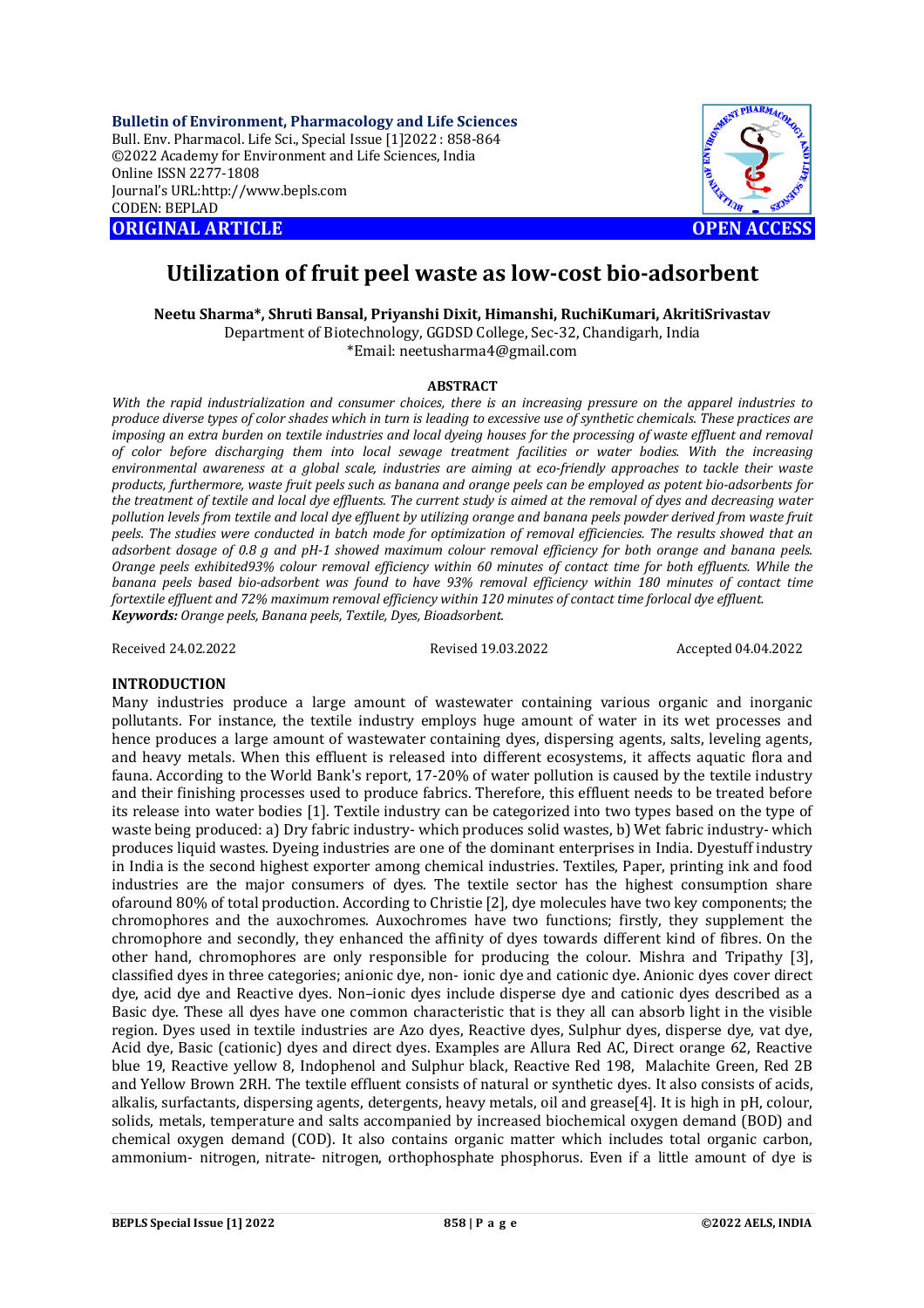**Bulletin of Environment, Pharmacology and Life Sciences**
Bull. Env. Pharmacol. Life Sci., Special Issue [1]2022 : 858-864
©2022 Academy for Environment and Life Sciences, India
Online ISSN 2277-1808
Journal's URL:http://www.bepls.com
CODEN: BEPLAD

**ORIGINAL ARTICLE** **OPEN ACCESS**

# Utilization of fruit peel waste as low-cost bio-adsorbent

**Neetu Sharma\*, Shruti Bansal, Priyanshi Dixit, Himanshi, RuchiKumari, AkritiSrivastav**
Department of Biotechnology, GGDSD College, Sec-32, Chandigarh, India
\*Email: neetusharma4@gmail.com

**ABSTRACT**

*With the rapid industrialization and consumer choices, there is an increasing pressure on the apparel industries to produce diverse types of color shades which in turn is leading to excessive use of synthetic chemicals. These practices are imposing an extra burden on textile industries and local dyeing houses for the processing of waste effluent and removal of color before discharging them into local sewage treatment facilities or water bodies. With the increasing environmental awareness at a global scale, industries are aiming at eco-friendly approaches to tackle their waste products, furthermore, waste fruit peels such as banana and orange peels can be employed as potent bio-adsorbents for the treatment of textile and local dye effluents. The current study is aimed at the removal of dyes and decreasing water pollution levels from textile and local dye effluent by utilizing orange and banana peels powder derived from waste fruit peels. The studies were conducted in batch mode for optimization of removal efficiencies. The results showed that an adsorbent dosage of 0.8 g and pH-1 showed maximum colour removal efficiency for both orange and banana peels. Orange peels exhibited93% colour removal efficiency within 60 minutes of contact time for both effluents. While the banana peels based bio-adsorbent was found to have 93% removal efficiency within 180 minutes of contact time fortextile effluent and 72% maximum removal efficiency within 120 minutes of contact time forlocal dye effluent.*
***Keywords:*** *Orange peels, Banana peels, Textile, Dyes, Bioadsorbent.*

Received 24.02.2022 Revised 19.03.2022 Accepted 04.04.2022

## INTRODUCTION

Many industries produce a large amount of wastewater containing various organic and inorganic pollutants. For instance, the textile industry employs huge amount of water in its wet processes and hence produces a large amount of wastewater containing dyes, dispersing agents, salts, leveling agents, and heavy metals. When this effluent is released into different ecosystems, it affects aquatic flora and fauna. According to the World Bank's report, 17-20% of water pollution is caused by the textile industry and their finishing processes used to produce fabrics. Therefore, this effluent needs to be treated before its release into water bodies [1]. Textile industry can be categorized into two types based on the type of waste being produced: a) Dry fabric industry- which produces solid wastes, b) Wet fabric industry- which produces liquid wastes. Dyeing industries are one of the dominant enterprises in India. Dyestuff industry in India is the second highest exporter among chemical industries. Textiles, Paper, printing ink and food industries are the major consumers of dyes. The textile sector has the highest consumption share ofaround 80% of total production. According to Christie [2], dye molecules have two key components; the chromophores and the auxochromes. Auxochromes have two functions; firstly, they supplement the chromophore and secondly, they enhanced the affinity of dyes towards different kind of fibres. On the other hand, chromophores are only responsible for producing the colour. Mishra and Tripathy [3], classified dyes in three categories; anionic dye, non- ionic dye and cationic dye. Anionic dyes cover direct dye, acid dye and Reactive dyes. Non–ionic dyes include disperse dye and cationic dyes described as a Basic dye. These all dyes have one common characteristic that is they all can absorb light in the visible region. Dyes used in textile industries are Azo dyes, Reactive dyes, Sulphur dyes, disperse dye, vat dye, Acid dye, Basic (cationic) dyes and direct dyes. Examples are Allura Red AC, Direct orange 62, Reactive blue 19, Reactive yellow 8, Indophenol and Sulphur black, Reactive Red 198, Malachite Green, Red 2B and Yellow Brown 2RH. The textile effluent consists of natural or synthetic dyes. It also consists of acids, alkalis, surfactants, dispersing agents, detergents, heavy metals, oil and grease[4]. It is high in pH, colour, solids, metals, temperature and salts accompanied by increased biochemical oxygen demand (BOD) and chemical oxygen demand (COD). It also contains organic matter which includes total organic carbon, ammonium- nitrogen, nitrate- nitrogen, orthophosphate phosphorus. Even if a little amount of dye is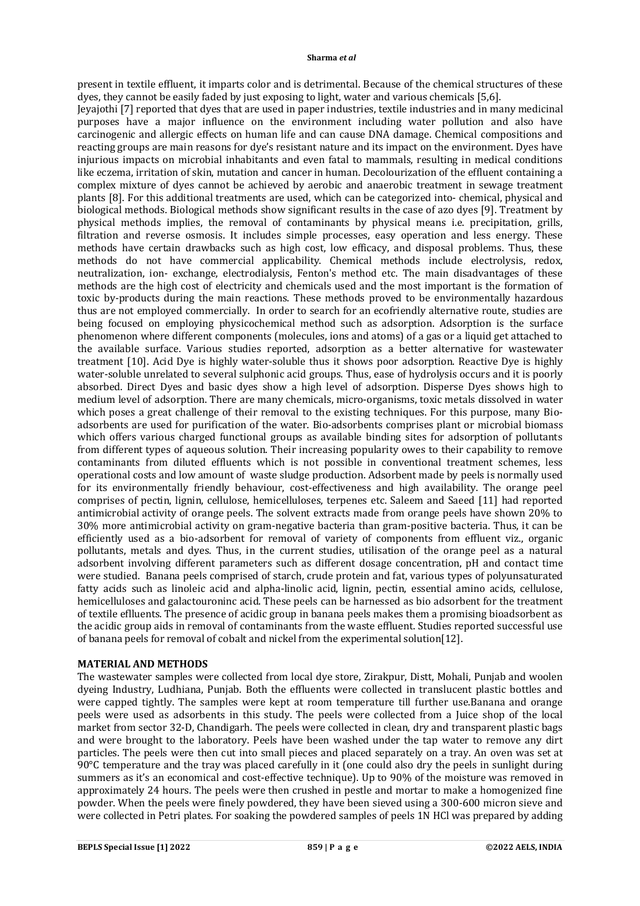present in textile effluent, it imparts color and is detrimental. Because of the chemical structures of these dyes, they cannot be easily faded by just exposing to light, water and various chemicals [5,6].

Jeyajothi [7] reported that dyes that are used in paper industries, textile industries and in many medicinal purposes have a major influence on the environment including water pollution and also have carcinogenic and allergic effects on human life and can cause DNA damage. Chemical compositions and reacting groups are main reasons for dye's resistant nature and its impact on the environment. Dyes have injurious impacts on microbial inhabitants and even fatal to mammals, resulting in medical conditions like eczema, irritation of skin, mutation and cancer in human. Decolourization of the effluent containing a complex mixture of dyes cannot be achieved by aerobic and anaerobic treatment in sewage treatment plants [8]. For this additional treatments are used, which can be categorized into- chemical, physical and biological methods. Biological methods show significant results in the case of azo dyes [9]. Treatment by physical methods implies, the removal of contaminants by physical means i.e. precipitation, grills, filtration and reverse osmosis. It includes simple processes, easy operation and less energy. These methods have certain drawbacks such as high cost, low efficacy, and disposal problems. Thus, these methods do not have commercial applicability. Chemical methods include electrolysis, redox, neutralization, ion- exchange, electrodialysis, Fenton's method etc. The main disadvantages of these methods are the high cost of electricity and chemicals used and the most important is the formation of toxic by-products during the main reactions. These methods proved to be environmentally hazardous thus are not employed commercially. In order to search for an ecofriendly alternative route, studies are being focused on employing physicochemical method such as adsorption. Adsorption is the surface phenomenon where different components (molecules, ions and atoms) of a gas or a liquid get attached to the available surface. Various studies reported, adsorption as a better alternative for wastewater treatment [10]. Acid Dye is highly water-soluble thus it shows poor adsorption. Reactive Dye is highly water-soluble unrelated to several sulphonic acid groups. Thus, ease of hydrolysis occurs and it is poorly absorbed. Direct Dyes and basic dyes show a high level of adsorption. Disperse Dyes shows high to medium level of adsorption. There are many chemicals, micro-organisms, toxic metals dissolved in water which poses a great challenge of their removal to the existing techniques. For this purpose, many Bio-adsorbents are used for purification of the water. Bio-adsorbents comprises plant or microbial biomass which offers various charged functional groups as available binding sites for adsorption of pollutants from different types of aqueous solution. Their increasing popularity owes to their capability to remove contaminants from diluted effluents which is not possible in conventional treatment schemes, less operational costs and low amount of waste sludge production. Adsorbent made by peels is normally used for its environmentally friendly behaviour, cost-effectiveness and high availability. The orange peel comprises of pectin, lignin, cellulose, hemicelluloses, terpenes etc. Saleem and Saeed [11] had reported antimicrobial activity of orange peels. The solvent extracts made from orange peels have shown 20% to 30% more antimicrobial activity on gram-negative bacteria than gram-positive bacteria. Thus, it can be efficiently used as a bio-adsorbent for removal of variety of components from effluent viz., organic pollutants, metals and dyes. Thus, in the current studies, utilisation of the orange peel as a natural adsorbent involving different parameters such as different dosage concentration, pH and contact time were studied. Banana peels comprised of starch, crude protein and fat, various types of polyunsaturated fatty acids such as linoleic acid and alpha-linolic acid, lignin, pectin, essential amino acids, cellulose, hemicelluloses and galactouroninc acid. These peels can be harnessed as bio adsorbent for the treatment of textile effluents. The presence of acidic group in banana peels makes them a promising bioadsorbent as the acidic group aids in removal of contaminants from the waste effluent. Studies reported successful use of banana peels for removal of cobalt and nickel from the experimental solution[12].

## MATERIAL AND METHODS

The wastewater samples were collected from local dye store, Zirakpur, Distt, Mohali, Punjab and woolen dyeing Industry, Ludhiana, Punjab. Both the effluents were collected in translucent plastic bottles and were capped tightly. The samples were kept at room temperature till further use.Banana and orange peels were used as adsorbents in this study. The peels were collected from a Juice shop of the local market from sector 32-D, Chandigarh. The peels were collected in clean, dry and transparent plastic bags and were brought to the laboratory. Peels have been washed under the tap water to remove any dirt particles. The peels were then cut into small pieces and placed separately on a tray. An oven was set at 90°C temperature and the tray was placed carefully in it (one could also dry the peels in sunlight during summers as it's an economical and cost-effective technique). Up to 90% of the moisture was removed in approximately 24 hours. The peels were then crushed in pestle and mortar to make a homogenized fine powder. When the peels were finely powdered, they have been sieved using a 300-600 micron sieve and were collected in Petri plates. For soaking the powdered samples of peels 1N HCl was prepared by adding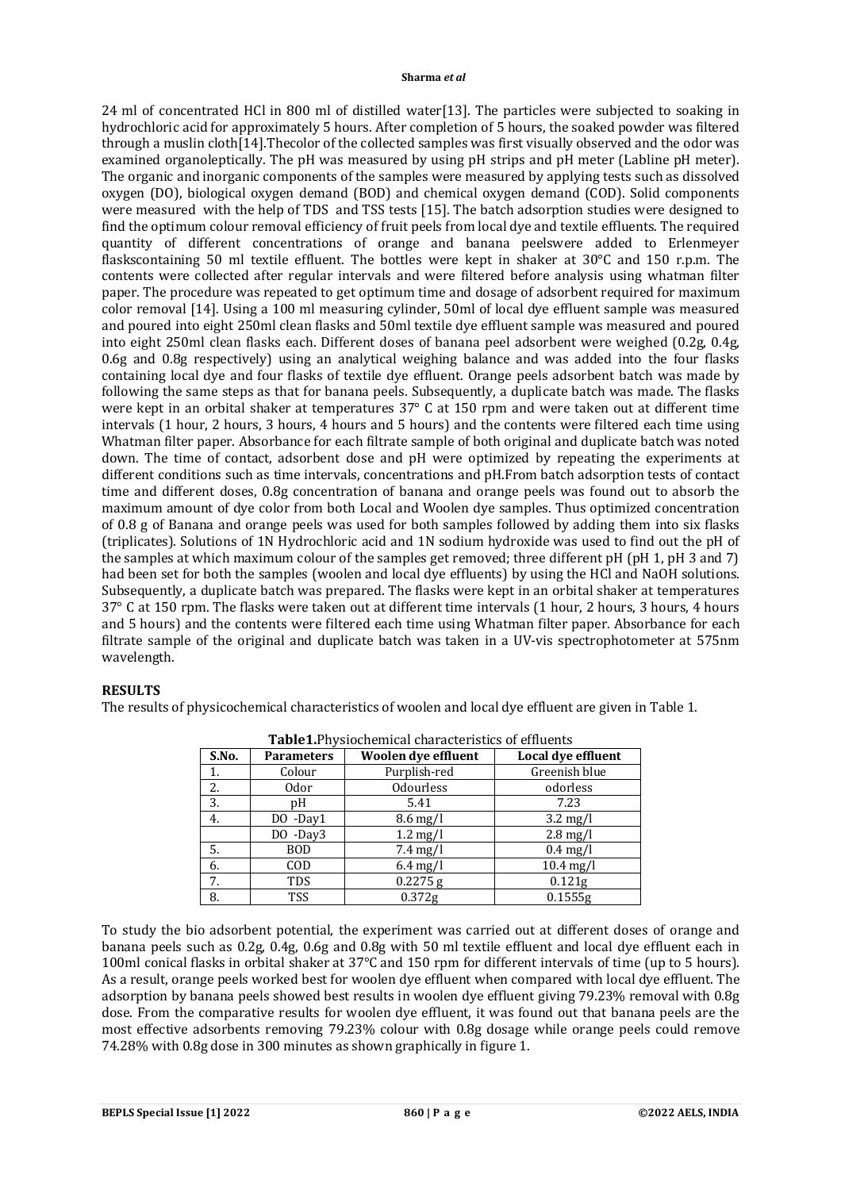24 ml of concentrated HCl in 800 ml of distilled water[13]. The particles were subjected to soaking in hydrochloric acid for approximately 5 hours. After completion of 5 hours, the soaked powder was filtered through a muslin cloth[14].Thecolor of the collected samples was first visually observed and the odor was examined organoleptically. The pH was measured by using pH strips and pH meter (Labline pH meter). The organic and inorganic components of the samples were measured by applying tests such as dissolved oxygen (DO), biological oxygen demand (BOD) and chemical oxygen demand (COD). Solid components were measured with the help of TDS and TSS tests [15]. The batch adsorption studies were designed to find the optimum colour removal efficiency of fruit peels from local dye and textile effluents. The required quantity of different concentrations of orange and banana peelswere added to Erlenmeyer flaskscontaining 50 ml textile effluent. The bottles were kept in shaker at 30°C and 150 r.p.m. The contents were collected after regular intervals and were filtered before analysis using whatman filter paper. The procedure was repeated to get optimum time and dosage of adsorbent required for maximum color removal [14]. Using a 100 ml measuring cylinder, 50ml of local dye effluent sample was measured and poured into eight 250ml clean flasks and 50ml textile dye effluent sample was measured and poured into eight 250ml clean flasks each. Different doses of banana peel adsorbent were weighed (0.2g, 0.4g, 0.6g and 0.8g respectively) using an analytical weighing balance and was added into the four flasks containing local dye and four flasks of textile dye effluent. Orange peels adsorbent batch was made by following the same steps as that for banana peels. Subsequently, a duplicate batch was made. The flasks were kept in an orbital shaker at temperatures 37° C at 150 rpm and were taken out at different time intervals (1 hour, 2 hours, 3 hours, 4 hours and 5 hours) and the contents were filtered each time using Whatman filter paper. Absorbance for each filtrate sample of both original and duplicate batch was noted down. The time of contact, adsorbent dose and pH were optimized by repeating the experiments at different conditions such as time intervals, concentrations and pH.From batch adsorption tests of contact time and different doses, 0.8g concentration of banana and orange peels was found out to absorb the maximum amount of dye color from both Local and Woolen dye samples. Thus optimized concentration of 0.8 g of Banana and orange peels was used for both samples followed by adding them into six flasks (triplicates). Solutions of 1N Hydrochloric acid and 1N sodium hydroxide was used to find out the pH of the samples at which maximum colour of the samples get removed; three different pH (pH 1, pH 3 and 7) had been set for both the samples (woolen and local dye effluents) by using the HCl and NaOH solutions. Subsequently, a duplicate batch was prepared. The flasks were kept in an orbital shaker at temperatures 37° C at 150 rpm. The flasks were taken out at different time intervals (1 hour, 2 hours, 3 hours, 4 hours and 5 hours) and the contents were filtered each time using Whatman filter paper. Absorbance for each filtrate sample of the original and duplicate batch was taken in a UV-vis spectrophotometer at 575nm wavelength.

## RESULTS

The results of physicochemical characteristics of woolen and local dye effluent are given in Table 1.

**Table1.**Physiochemical characteristics of effluents

| S.No. | Parameters | Woolen dye effluent | Local dye effluent |
|---|---|---|---|
| 1. | Colour | Purplish-red | Greenish blue |
| 2. | Odor | Odourless | odorless |
| 3. | pH | 5.41 | 7.23 |
| 4. | DO -Day1 | 8.6 mg/l | 3.2 mg/l |
| | DO -Day3 | 1.2 mg/l | 2.8 mg/l |
| 5. | BOD | 7.4 mg/l | 0.4 mg/l |
| 6. | COD | 6.4 mg/l | 10.4 mg/l |
| 7. | TDS | 0.2275 g | 0.121g |
| 8. | TSS | 0.372g | 0.1555g |

To study the bio adsorbent potential, the experiment was carried out at different doses of orange and banana peels such as 0.2g, 0.4g, 0.6g and 0.8g with 50 ml textile effluent and local dye effluent each in 100ml conical flasks in orbital shaker at 37°C and 150 rpm for different intervals of time (up to 5 hours). As a result, orange peels worked best for woolen dye effluent when compared with local dye effluent. The adsorption by banana peels showed best results in woolen dye effluent giving 79.23% removal with 0.8g dose. From the comparative results for woolen dye effluent, it was found out that banana peels are the most effective adsorbents removing 79.23% colour with 0.8g dosage while orange peels could remove 74.28% with 0.8g dose in 300 minutes as shown graphically in figure 1.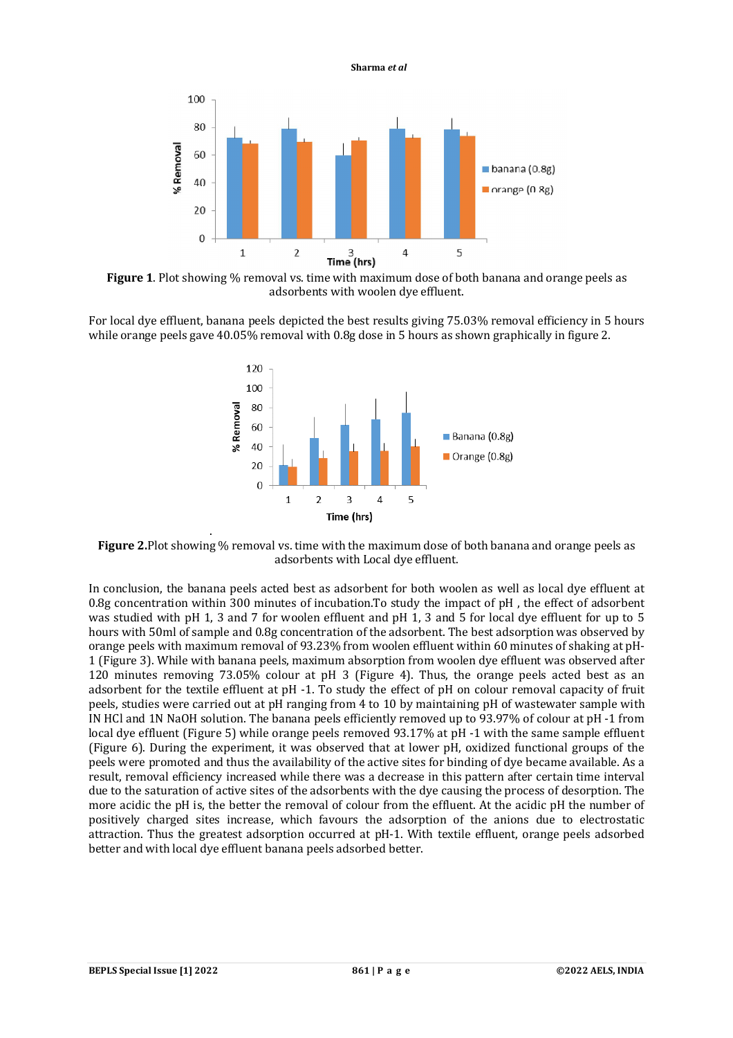**Figure 1**. Plot showing % removal vs. time with maximum dose of both banana and orange peels as adsorbents with woolen dye effluent.

For local dye effluent, banana peels depicted the best results giving 75.03% removal efficiency in 5 hours while orange peels gave 40.05% removal with 0.8g dose in 5 hours as shown graphically in figure 2.

**Figure 2.**Plot showing % removal vs. time with the maximum dose of both banana and orange peels as adsorbents with Local dye effluent.

In conclusion, the banana peels acted best as adsorbent for both woolen as well as local dye effluent at 0.8g concentration within 300 minutes of incubation.To study the impact of pH , the effect of adsorbent was studied with pH 1, 3 and 7 for woolen effluent and pH 1, 3 and 5 for local dye effluent for up to 5 hours with 50ml of sample and 0.8g concentration of the adsorbent. The best adsorption was observed by orange peels with maximum removal of 93.23% from woolen effluent within 60 minutes of shaking at pH-1 (Figure 3). While with banana peels, maximum absorption from woolen dye effluent was observed after 120 minutes removing 73.05% colour at pH 3 (Figure 4). Thus, the orange peels acted best as an adsorbent for the textile effluent at pH -1. To study the effect of pH on colour removal capacity of fruit peels, studies were carried out at pH ranging from 4 to 10 by maintaining pH of wastewater sample with IN HCl and 1N NaOH solution. The banana peels efficiently removed up to 93.97% of colour at pH -1 from local dye effluent (Figure 5) while orange peels removed 93.17% at pH -1 with the same sample effluent (Figure 6). During the experiment, it was observed that at lower pH, oxidized functional groups of the peels were promoted and thus the availability of the active sites for binding of dye became available. As a result, removal efficiency increased while there was a decrease in this pattern after certain time interval due to the saturation of active sites of the adsorbents with the dye causing the process of desorption. The more acidic the pH is, the better the removal of colour from the effluent. At the acidic pH the number of positively charged sites increase, which favours the adsorption of the anions due to electrostatic attraction. Thus the greatest adsorption occurred at pH-1. With textile effluent, orange peels adsorbed better and with local dye effluent banana peels adsorbed better.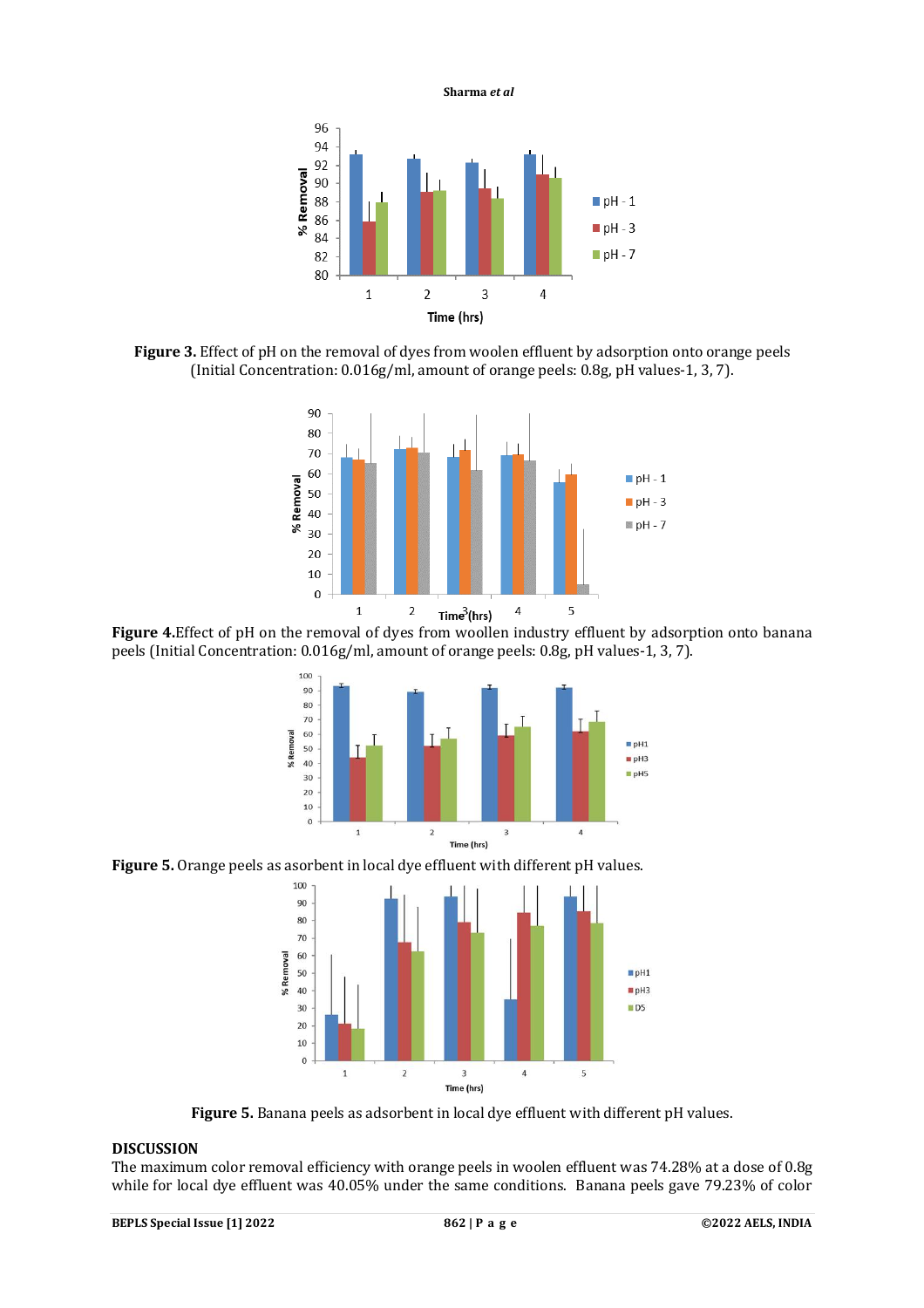**Figure 3.** Effect of pH on the removal of dyes from woolen effluent by adsorption onto orange peels (Initial Concentration: 0.016g/ml, amount of orange peels: 0.8g, pH values-1, 3, 7).

**Figure 4.**Effect of pH on the removal of dyes from woollen industry effluent by adsorption onto banana peels (Initial Concentration: 0.016g/ml, amount of orange peels: 0.8g, pH values-1, 3, 7).

**Figure 5.** Orange peels as asorbent in local dye effluent with different pH values.

**Figure 5.** Banana peels as adsorbent in local dye effluent with different pH values.

## DISCUSSION

The maximum color removal efficiency with orange peels in woolen effluent was 74.28% at a dose of 0.8g while for local dye effluent was 40.05% under the same conditions. Banana peels gave 79.23% of color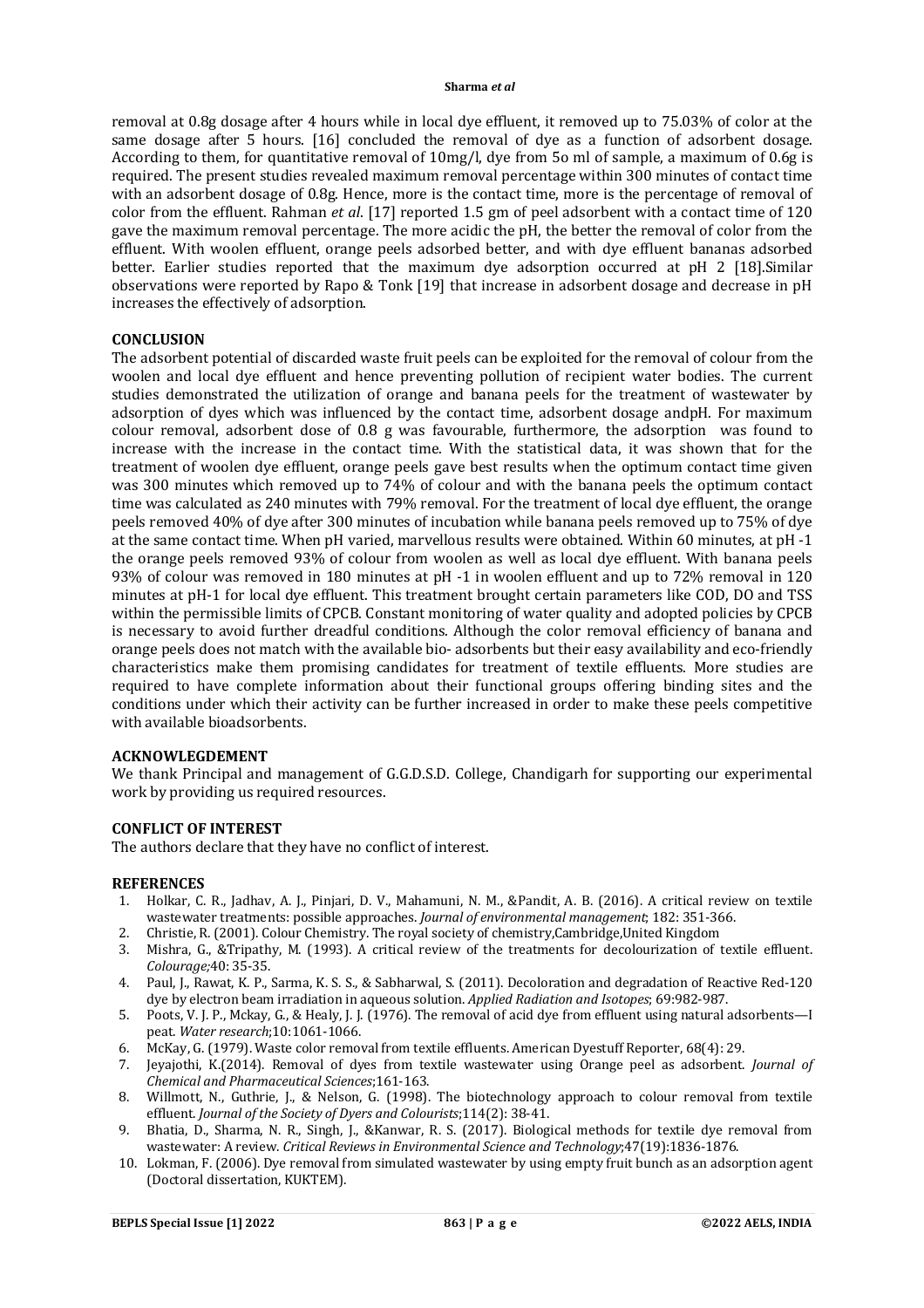removal at 0.8g dosage after 4 hours while in local dye effluent, it removed up to 75.03% of color at the same dosage after 5 hours. [16] concluded the removal of dye as a function of adsorbent dosage. According to them, for quantitative removal of 10mg/l, dye from 5o ml of sample, a maximum of 0.6g is required. The present studies revealed maximum removal percentage within 300 minutes of contact time with an adsorbent dosage of 0.8g. Hence, more is the contact time, more is the percentage of removal of color from the effluent. Rahman *et al*. [17] reported 1.5 gm of peel adsorbent with a contact time of 120 gave the maximum removal percentage. The more acidic the pH, the better the removal of color from the effluent. With woolen effluent, orange peels adsorbed better, and with dye effluent bananas adsorbed better. Earlier studies reported that the maximum dye adsorption occurred at pH 2 [18].Similar observations were reported by Rapo & Tonk [19] that increase in adsorbent dosage and decrease in pH increases the effectively of adsorption.

## CONCLUSION

The adsorbent potential of discarded waste fruit peels can be exploited for the removal of colour from the woolen and local dye effluent and hence preventing pollution of recipient water bodies. The current studies demonstrated the utilization of orange and banana peels for the treatment of wastewater by adsorption of dyes which was influenced by the contact time, adsorbent dosage andpH. For maximum colour removal, adsorbent dose of 0.8 g was favourable, furthermore, the adsorption was found to increase with the increase in the contact time. With the statistical data, it was shown that for the treatment of woolen dye effluent, orange peels gave best results when the optimum contact time given was 300 minutes which removed up to 74% of colour and with the banana peels the optimum contact time was calculated as 240 minutes with 79% removal. For the treatment of local dye effluent, the orange peels removed 40% of dye after 300 minutes of incubation while banana peels removed up to 75% of dye at the same contact time. When pH varied, marvellous results were obtained. Within 60 minutes, at pH -1 the orange peels removed 93% of colour from woolen as well as local dye effluent. With banana peels 93% of colour was removed in 180 minutes at pH -1 in woolen effluent and up to 72% removal in 120 minutes at pH-1 for local dye effluent. This treatment brought certain parameters like COD, DO and TSS within the permissible limits of CPCB. Constant monitoring of water quality and adopted policies by CPCB is necessary to avoid further dreadful conditions. Although the color removal efficiency of banana and orange peels does not match with the available bio- adsorbents but their easy availability and eco-friendly characteristics make them promising candidates for treatment of textile effluents. More studies are required to have complete information about their functional groups offering binding sites and the conditions under which their activity can be further increased in order to make these peels competitive with available bioadsorbents.

## ACKNOWLEGDEMENT

We thank Principal and management of G.G.D.S.D. College, Chandigarh for supporting our experimental work by providing us required resources.

## CONFLICT OF INTEREST

The authors declare that they have no conflict of interest.

## REFERENCES

1. Holkar, C. R., Jadhav, A. J., Pinjari, D. V., Mahamuni, N. M., &Pandit, A. B. (2016). A critical review on textile wastewater treatments: possible approaches. *Journal of environmental management*; 182: 351-366.
2. Christie, R. (2001). Colour Chemistry. The royal society of chemistry,Cambridge,United Kingdom
3. Mishra, G., &Tripathy, M. (1993). A critical review of the treatments for decolourization of textile effluent. *Colourage;*40: 35-35.
4. Paul, J., Rawat, K. P., Sarma, K. S. S., & Sabharwal, S. (2011). Decoloration and degradation of Reactive Red-120 dye by electron beam irradiation in aqueous solution. *Applied Radiation and Isotopes*; 69:982-987.
5. Poots, V. J. P., Mckay, G., & Healy, J. J. (1976). The removal of acid dye from effluent using natural adsorbents—I peat. *Water research*;10:1061-1066.
6. McKay, G. (1979). Waste color removal from textile effluents. American Dyestuff Reporter, 68(4): 29.
7. Jeyajothi, K.(2014). Removal of dyes from textile wastewater using Orange peel as adsorbent. *Journal of Chemical and Pharmaceutical Sciences*;161-163.
8. Willmott, N., Guthrie, J., & Nelson, G. (1998). The biotechnology approach to colour removal from textile effluent. *Journal of the Society of Dyers and Colourists*;114(2): 38-41.
9. Bhatia, D., Sharma, N. R., Singh, J., &Kanwar, R. S. (2017). Biological methods for textile dye removal from wastewater: A review. *Critical Reviews in Environmental Science and Technology*;47(19):1836-1876.
10. Lokman, F. (2006). Dye removal from simulated wastewater by using empty fruit bunch as an adsorption agent (Doctoral dissertation, KUKTEM).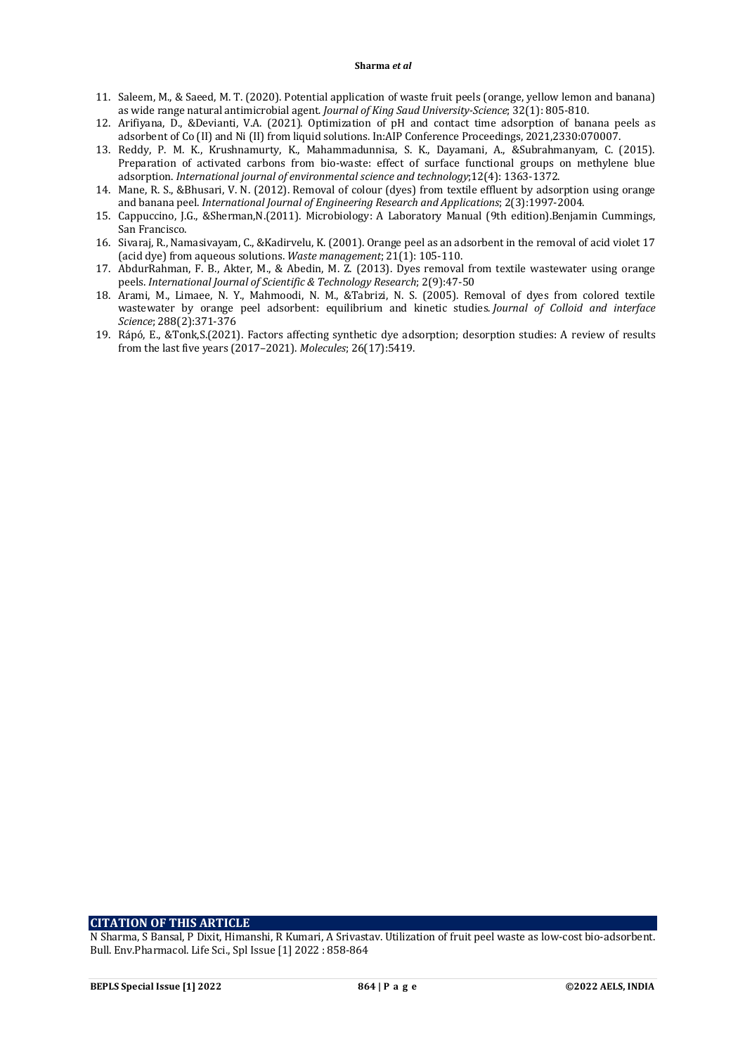11. Saleem, M., & Saeed, M. T. (2020). Potential application of waste fruit peels (orange, yellow lemon and banana) as wide range natural antimicrobial agent. *Journal of King Saud University-Science*; 32(1): 805-810.
12. Arifiyana, D., &Devianti, V.A. (2021). Optimization of pH and contact time adsorption of banana peels as adsorbent of Co (II) and Ni (II) from liquid solutions. In:AIP Conference Proceedings, 2021,2330:070007.
13. Reddy, P. M. K., Krushnamurty, K., Mahammadunnisa, S. K., Dayamani, A., &Subrahmanyam, C. (2015). Preparation of activated carbons from bio-waste: effect of surface functional groups on methylene blue adsorption. *International journal of environmental science and technology*;12(4): 1363-1372.
14. Mane, R. S., &Bhusari, V. N. (2012). Removal of colour (dyes) from textile effluent by adsorption using orange and banana peel. *International Journal of Engineering Research and Applications*; 2(3):1997-2004.
15. Cappuccino, J.G., &Sherman,N.(2011). Microbiology: A Laboratory Manual (9th edition).Benjamin Cummings, San Francisco.
16. Sivaraj, R., Namasivayam, C., &Kadirvelu, K. (2001). Orange peel as an adsorbent in the removal of acid violet 17 (acid dye) from aqueous solutions. *Waste management*; 21(1): 105-110.
17. AbdurRahman, F. B., Akter, M., & Abedin, M. Z. (2013). Dyes removal from textile wastewater using orange peels. *International Journal of Scientific & Technology Research*; 2(9):47-50
18. Arami, M., Limaee, N. Y., Mahmoodi, N. M., &Tabrizi, N. S. (2005). Removal of dyes from colored textile wastewater by orange peel adsorbent: equilibrium and kinetic studies. *Journal of Colloid and interface Science*; 288(2):371-376
19. Rápó, E., &Tonk,S.(2021). Factors affecting synthetic dye adsorption; desorption studies: A review of results from the last five years (2017–2021). *Molecules*; 26(17):5419.

**CITATION OF THIS ARTICLE**

N Sharma, S Bansal, P Dixit, Himanshi, R Kumari, A Srivastav. Utilization of fruit peel waste as low-cost bio-adsorbent. Bull. Env.Pharmacol. Life Sci., Spl Issue [1] 2022 : 858-864